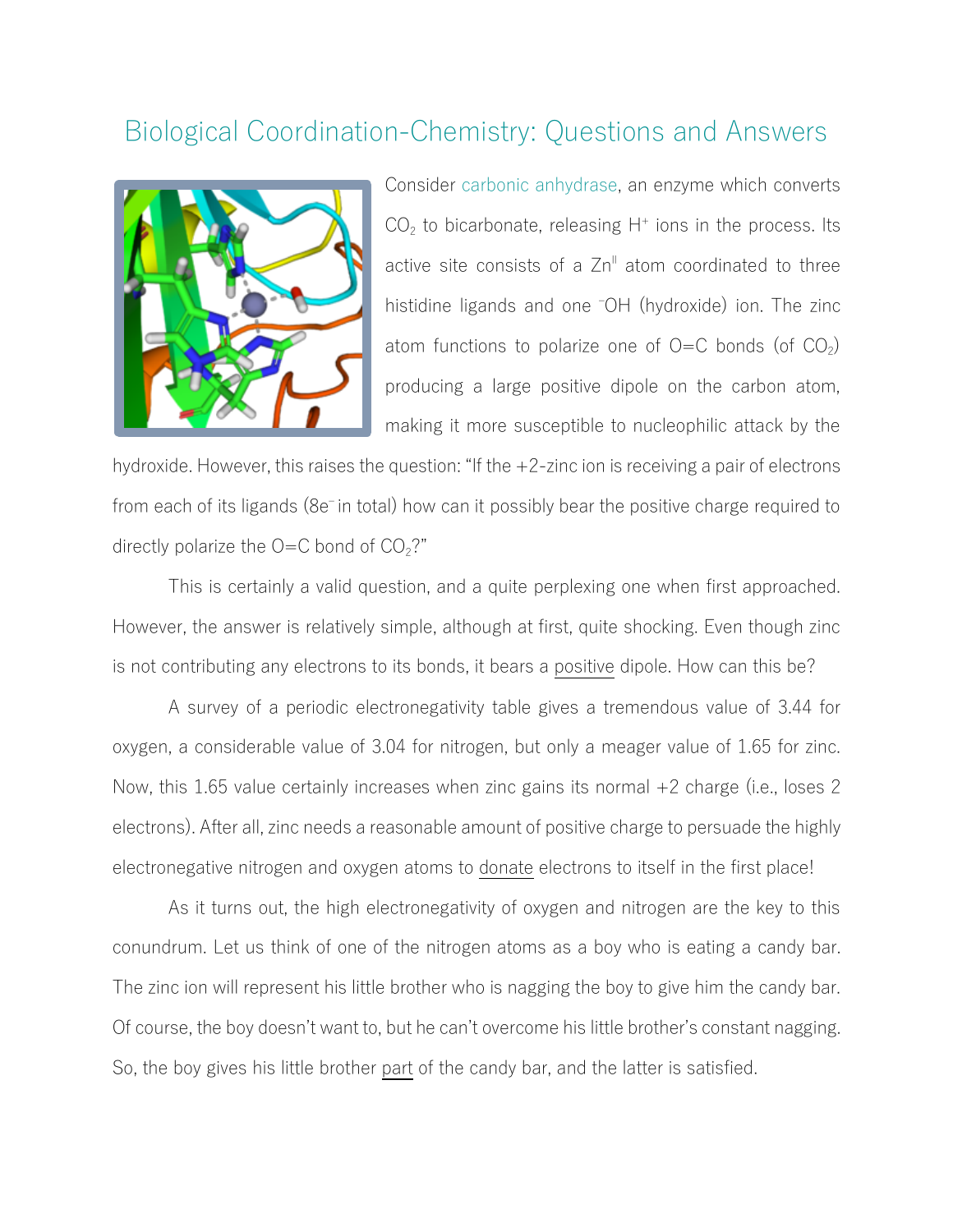# Biological Coordination-Chemistry: Questions and Answers

Consider carbonic anhydrase, an enzyme which converts $CO_2$ to bicarbonate, releasing $H^+$ ions in the process. Its active site consists of a $Zn^{II}$ atom coordinated to three histidine ligands and one $^{-}OH$ (hydroxide) ion. The zinc atom functions to polarize one of O=C bonds (of $CO_2$) producing a large positive dipole on the carbon atom, making it more susceptible to nucleophilic attack by the hydroxide. However, this raises the question: "If the +2-zinc ion is receiving a pair of electrons from each of its ligands ($8e^-$ in total) how can it possibly bear the positive charge required to directly polarize the O=C bond of $CO_2$?"

This is certainly a valid question, and a quite perplexing one when first approached. However, the answer is relatively simple, although at first, quite shocking. Even though zinc is not contributing any electrons to its bonds, it bears a positive dipole. How can this be?

A survey of a periodic electronegativity table gives a tremendous value of 3.44 for oxygen, a considerable value of 3.04 for nitrogen, but only a meager value of 1.65 for zinc. Now, this 1.65 value certainly increases when zinc gains its normal +2 charge (i.e., loses 2 electrons). After all, zinc needs a reasonable amount of positive charge to persuade the highly electronegative nitrogen and oxygen atoms to donate electrons to itself in the first place!

As it turns out, the high electronegativity of oxygen and nitrogen are the key to this conundrum. Let us think of one of the nitrogen atoms as a boy who is eating a candy bar. The zinc ion will represent his little brother who is nagging the boy to give him the candy bar. Of course, the boy doesn't want to, but he can't overcome his little brother's constant nagging. So, the boy gives his little brother part of the candy bar, and the latter is satisfied.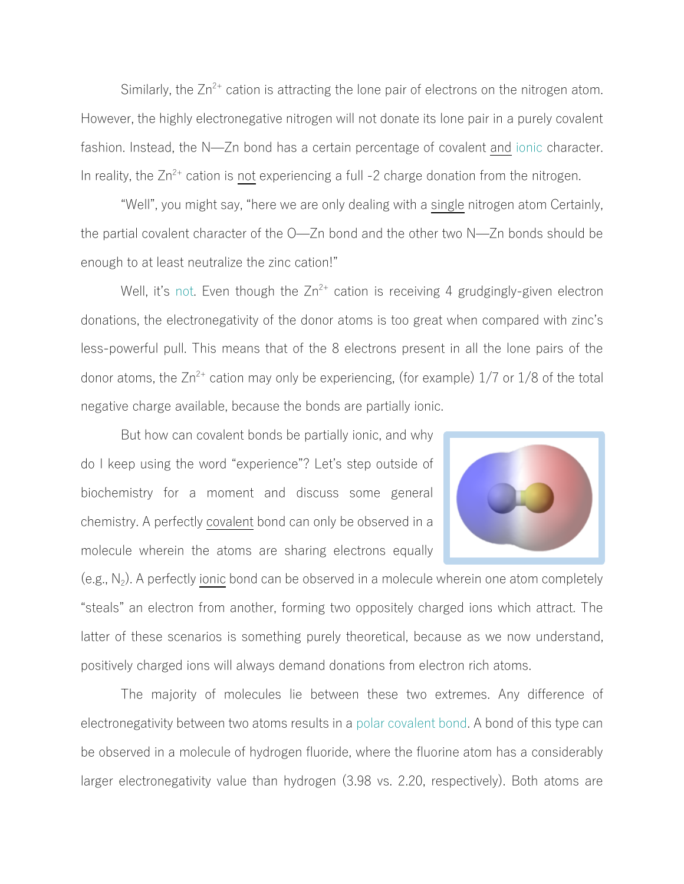Similarly, the $Zn^{2+}$ cation is attracting the lone pair of electrons on the nitrogen atom. However, the highly electronegative nitrogen will not donate its lone pair in a purely covalent fashion. Instead, the N—Zn bond has a certain percentage of covalent and ionic character. In reality, the $Zn^{2+}$ cation is not experiencing a full -2 charge donation from the nitrogen.

"Well", you might say, "here we are only dealing with a single nitrogen atom Certainly, the partial covalent character of the O—Zn bond and the other two N—Zn bonds should be enough to at least neutralize the zinc cation!"

Well, it's not. Even though the $Zn^{2+}$ cation is receiving 4 grudgingly-given electron donations, the electronegativity of the donor atoms is too great when compared with zinc's less-powerful pull. This means that of the 8 electrons present in all the lone pairs of the donor atoms, the $Zn^{2+}$ cation may only be experiencing, (for example) 1/7 or 1/8 of the total negative charge available, because the bonds are partially ionic.

But how can covalent bonds be partially ionic, and why do I keep using the word "experience"? Let's step outside of biochemistry for a moment and discuss some general chemistry. A perfectly covalent bond can only be observed in a molecule wherein the atoms are sharing electrons equally (e.g., $N_2$). A perfectly ionic bond can be observed in a molecule wherein one atom completely "steals" an electron from another, forming two oppositely charged ions which attract. The latter of these scenarios is something purely theoretical, because as we now understand, positively charged ions will always demand donations from electron rich atoms.

The majority of molecules lie between these two extremes. Any difference of electronegativity between two atoms results in a polar covalent bond. A bond of this type can be observed in a molecule of hydrogen fluoride, where the fluorine atom has a considerably larger electronegativity value than hydrogen (3.98 vs. 2.20, respectively). Both atoms are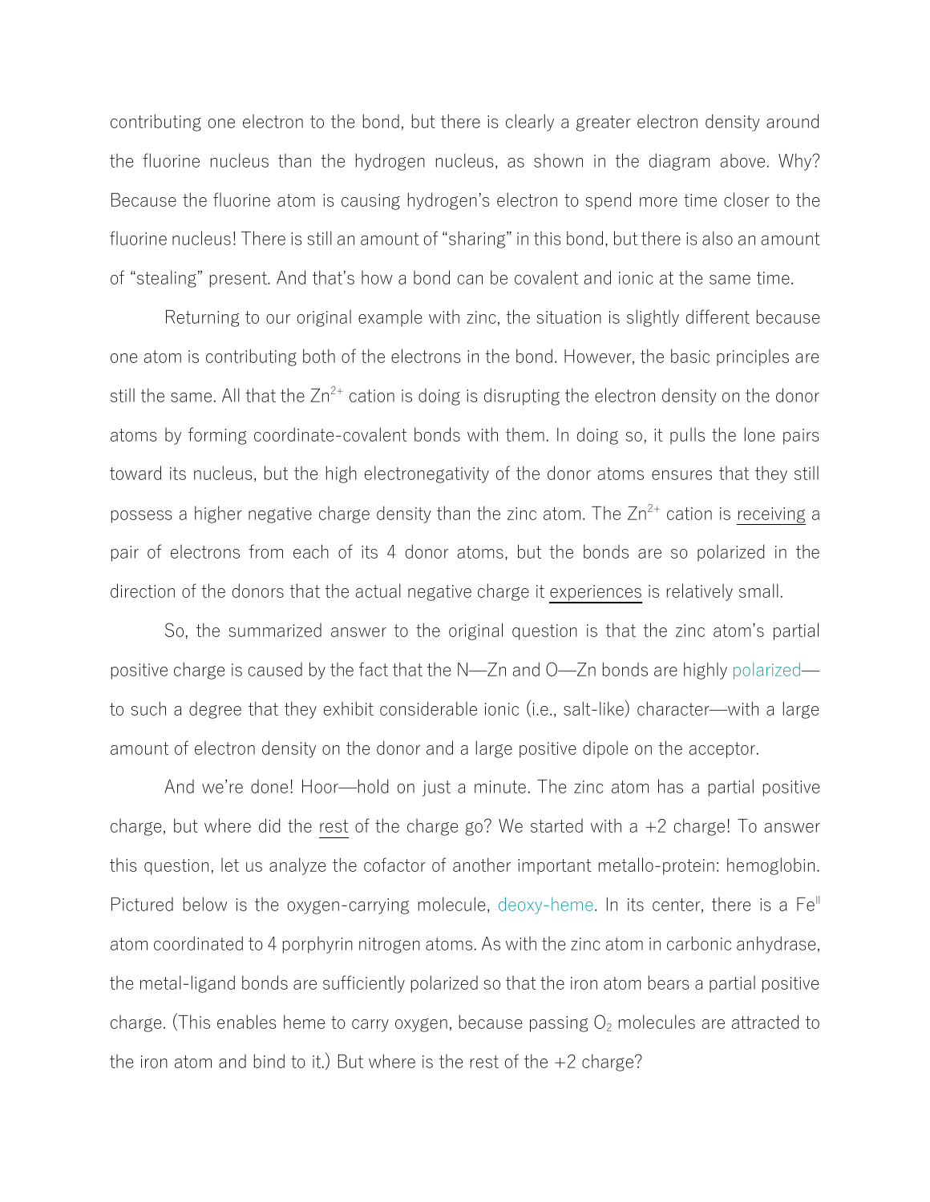contributing one electron to the bond, but there is clearly a greater electron density around the fluorine nucleus than the hydrogen nucleus, as shown in the diagram above. Why? Because the fluorine atom is causing hydrogen's electron to spend more time closer to the fluorine nucleus! There is still an amount of "sharing" in this bond, but there is also an amount of "stealing" present. And that's how a bond can be covalent and ionic at the same time.

Returning to our original example with zinc, the situation is slightly different because one atom is contributing both of the electrons in the bond. However, the basic principles are still the same. All that the $Zn^{2+}$ cation is doing is disrupting the electron density on the donor atoms by forming coordinate-covalent bonds with them. In doing so, it pulls the lone pairs toward its nucleus, but the high electronegativity of the donor atoms ensures that they still possess a higher negative charge density than the zinc atom. The $Zn^{2+}$ cation is receiving a pair of electrons from each of its 4 donor atoms, but the bonds are so polarized in the direction of the donors that the actual negative charge it experiences is relatively small.

So, the summarized answer to the original question is that the zinc atom's partial positive charge is caused by the fact that the N—Zn and O—Zn bonds are highly polarized—to such a degree that they exhibit considerable ionic (i.e., salt-like) character—with a large amount of electron density on the donor and a large positive dipole on the acceptor.

And we're done! Hoor—hold on just a minute. The zinc atom has a partial positive charge, but where did the rest of the charge go? We started with a +2 charge! To answer this question, let us analyze the cofactor of another important metallo-protein: hemoglobin. Pictured below is the oxygen-carrying molecule, deoxy-heme. In its center, there is a $Fe^{II}$ atom coordinated to 4 porphyrin nitrogen atoms. As with the zinc atom in carbonic anhydrase, the metal-ligand bonds are sufficiently polarized so that the iron atom bears a partial positive charge. (This enables heme to carry oxygen, because passing $O_2$ molecules are attracted to the iron atom and bind to it.) But where is the rest of the +2 charge?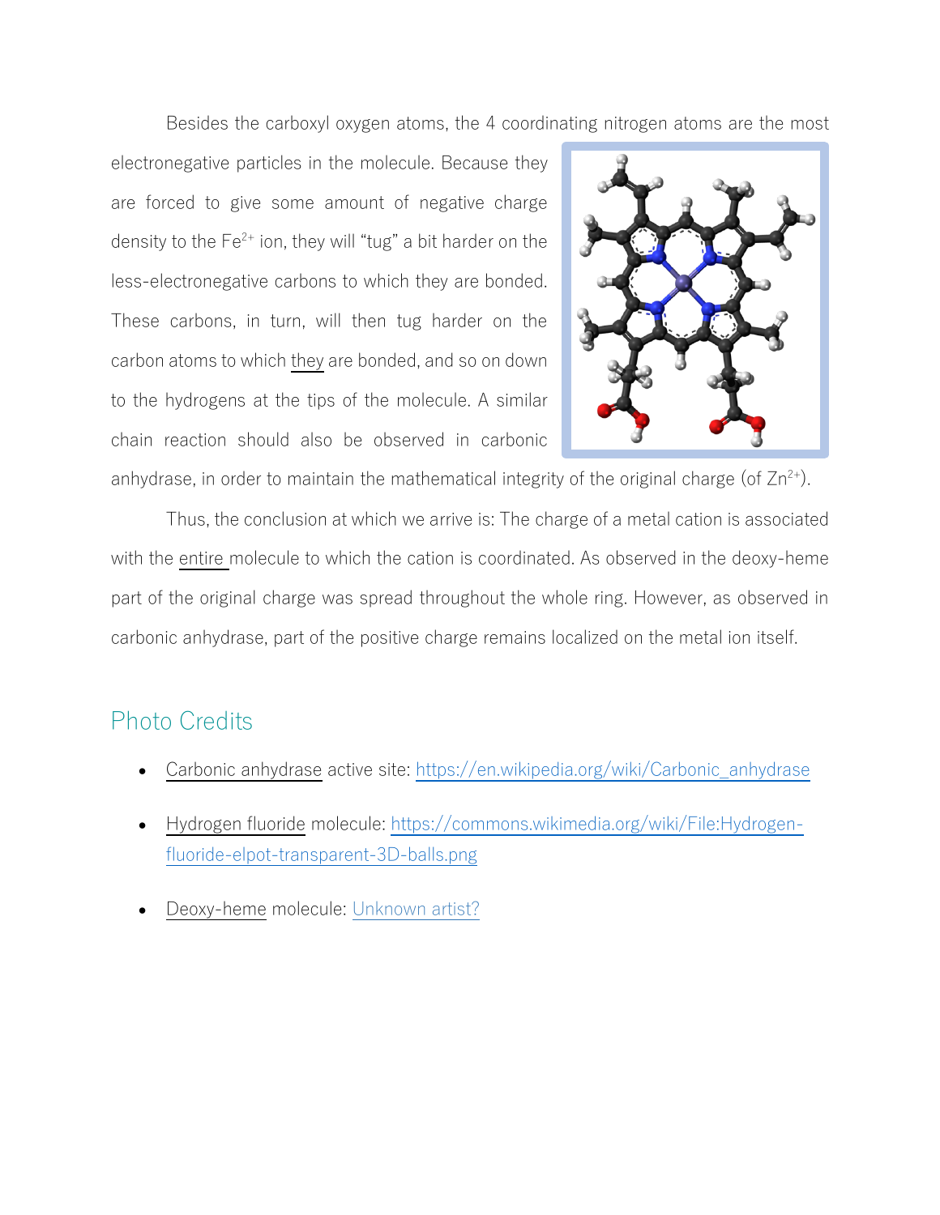Besides the carboxyl oxygen atoms, the 4 coordinating nitrogen atoms are the most electronegative particles in the molecule. Because they are forced to give some amount of negative charge density to the $Fe^{2+}$ ion, they will "tug" a bit harder on the less-electronegative carbons to which they are bonded. These carbons, in turn, will then tug harder on the carbon atoms to which they are bonded, and so on down to the hydrogens at the tips of the molecule. A similar chain reaction should also be observed in carbonic anhydrase, in order to maintain the mathematical integrity of the original charge (of $Zn^{2+}$).

Thus, the conclusion at which we arrive is: The charge of a metal cation is associated with the entire molecule to which the cation is coordinated. As observed in the deoxy-heme part of the original charge was spread throughout the whole ring. However, as observed in carbonic anhydrase, part of the positive charge remains localized on the metal ion itself.

## Photo Credits

- Carbonic anhydrase active site: https://en.wikipedia.org/wiki/Carbonic_anhydrase
- Hydrogen fluoride molecule: https://commons.wikimedia.org/wiki/File:Hydrogen-fluoride-elpot-transparent-3D-balls.png
- Deoxy-heme molecule: Unknown artist?